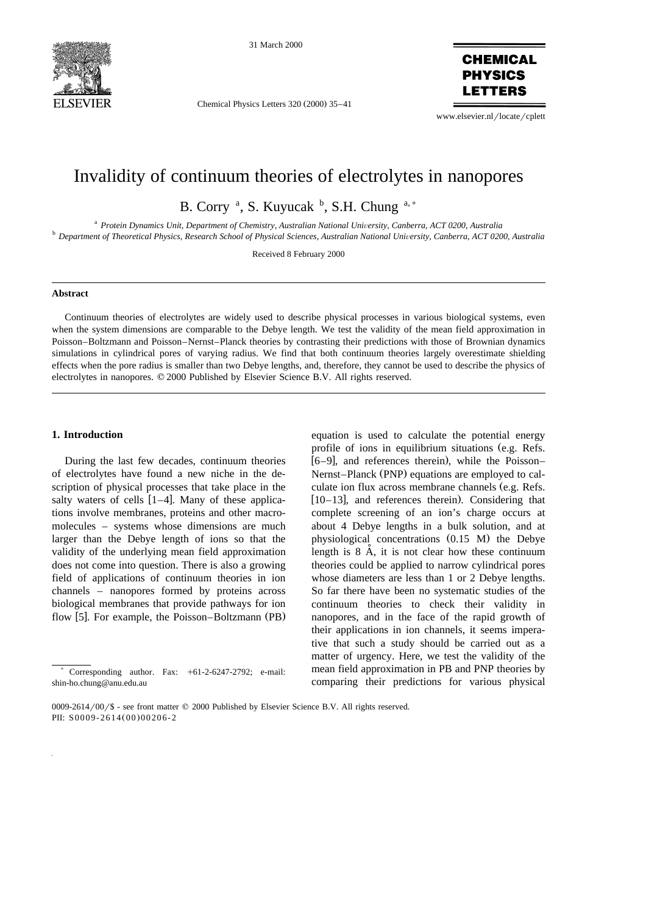# Invalidity of continuum theories of electrolytes in nanopores

B. Corry [a], S. Kuyucak [b], S.H. Chung [a,*]

[a] *Protein Dynamics Unit, Department of Chemistry, Australian National University, Canberra, ACT 0200, Australia*

[b] *Department of Theoretical Physics, Research School of Physical Sciences, Australian National University, Canberra, ACT 0200, Australia*

Received 8 February 2000

## Abstract

Continuum theories of electrolytes are widely used to describe physical processes in various biological systems, even when the system dimensions are comparable to the Debye length. We test the validity of the mean field approximation in Poisson–Boltzmann and Poisson–Nernst–Planck theories by contrasting their predictions with those of Brownian dynamics simulations in cylindrical pores of varying radius. We find that both continuum theories largely overestimate shielding effects when the pore radius is smaller than two Debye lengths, and, therefore, they cannot be used to describe the physics of electrolytes in nanopores. © 2000 Published by Elsevier Science B.V. All rights reserved.

## 1. Introduction

During the last few decades, continuum theories of electrolytes have found a new niche in the description of physical processes that take place in the salty waters of cells [1–4]. Many of these applications involve membranes, proteins and other macromolecules – systems whose dimensions are much larger than the Debye length of ions so that the validity of the underlying mean field approximation does not come into question. There is also a growing field of applications of continuum theories in ion channels – nanopores formed by proteins across biological membranes that provide pathways for ion flow [5]. For example, the Poisson–Boltzmann (PB) equation is used to calculate the potential energy profile of ions in equilibrium situations (e.g. Refs. [6–9], and references therein), while the Poisson–Nernst–Planck (PNP) equations are employed to calculate ion flux across membrane channels (e.g. Refs. [10–13], and references therein). Considering that complete screening of an ion's charge occurs at about 4 Debye lengths in a bulk solution, and at physiological concentrations (0.15 M) the Debye length is 8 Å, it is not clear how these continuum theories could be applied to narrow cylindrical pores whose diameters are less than 1 or 2 Debye lengths. So far there have been no systematic studies of the continuum theories to check their validity in nanopores, and in the face of the rapid growth of their applications in ion channels, it seems imperative that such a study should be carried out as a matter of urgency. Here, we test the validity of the mean field approximation in PB and PNP theories by comparing their predictions for various physical

---

* Corresponding author. Fax: +61-2-6247-2792; e-mail: shin-ho.chung@anu.edu.au

0009-2614/00/$ - see front matter © 2000 Published by Elsevier Science B.V. All rights reserved.
PII: S0009-2614(00)00206-2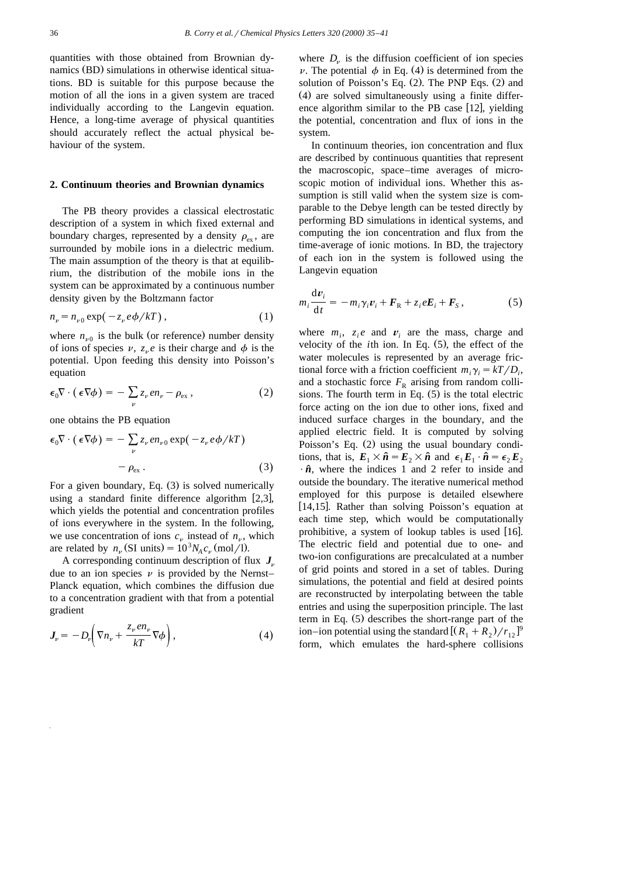quantities with those obtained from Brownian dynamics (BD) simulations in otherwise identical situations. BD is suitable for this purpose because the motion of all the ions in a given system are traced individually according to the Langevin equation. Hence, a long-time average of physical quantities should accurately reflect the actual physical behaviour of the system.

## 2. Continuum theories and Brownian dynamics

The PB theory provides a classical electrostatic description of a system in which fixed external and boundary charges, represented by a density $\rho_{ex}$, are surrounded by mobile ions in a dielectric medium. The main assumption of the theory is that at equilibrium, the distribution of the mobile ions in the system can be approximated by a continuous number density given by the Boltzmann factor

$$n_\nu = n_{\nu 0} \exp(-z_\nu e\phi/kT), \tag{1}$$

where $n_{\nu 0}$ is the bulk (or reference) number density of ions of species $\nu$, $z_\nu e$ is their charge and $\phi$ is the potential. Upon feeding this density into Poisson's equation

$$\epsilon_0 \nabla \cdot (\epsilon \nabla \phi) = -\sum_\nu z_\nu e n_\nu - \rho_{ex}, \tag{2}$$

one obtains the PB equation

$$\epsilon_0 \nabla \cdot (\epsilon \nabla \phi) = -\sum_\nu z_\nu e n_{\nu 0} \exp(-z_\nu e\phi/kT) - \rho_{ex}. \tag{3}$$

For a given boundary, Eq. (3) is solved numerically using a standard finite difference algorithm [2,3], which yields the potential and concentration profiles of ions everywhere in the system. In the following, we use concentration of ions $c_\nu$ instead of $n_\nu$, which are related by $n_\nu$ (SI units) $= 10^3 N_A c_\nu$ (mol/l).

A corresponding continuum description of flux $\boldsymbol{J}_\nu$ due to an ion species $\nu$ is provided by the Nernst–Planck equation, which combines the diffusion due to a concentration gradient with that from a potential gradient

$$\boldsymbol{J}_\nu = -D_\nu \left( \nabla n_\nu + \frac{z_\nu e n_\nu}{kT} \nabla \phi \right), \tag{4}$$

where $D_\nu$ is the diffusion coefficient of ion species $\nu$. The potential $\phi$ in Eq. (4) is determined from the solution of Poisson's Eq. (2). The PNP Eqs. (2) and (4) are solved simultaneously using a finite difference algorithm similar to the PB case [12], yielding the potential, concentration and flux of ions in the system.

In continuum theories, ion concentration and flux are described by continuous quantities that represent the macroscopic, space–time averages of microscopic motion of individual ions. Whether this assumption is still valid when the system size is comparable to the Debye length can be tested directly by performing BD simulations in identical systems, and computing the ion concentration and flux from the time-average of ionic motions. In BD, the trajectory of each ion in the system is followed using the Langevin equation

$$m_i \frac{d\boldsymbol{v}_i}{dt} = -m_i \gamma_i \boldsymbol{v}_i + \boldsymbol{F}_R + z_i e \boldsymbol{E}_i + \boldsymbol{F}_S, \tag{5}$$

where $m_i$, $z_i e$ and $\boldsymbol{v}_i$ are the mass, charge and velocity of the $i$th ion. In Eq. (5), the effect of the water molecules is represented by an average frictional force with a friction coefficient $m_i \gamma_i = kT/D_i$, and a stochastic force $F_R$ arising from random collisions. The fourth term in Eq. (5) is the total electric force acting on the ion due to other ions, fixed and induced surface charges in the boundary, and the applied electric field. It is computed by solving Poisson's Eq. (2) using the usual boundary conditions, that is, $\boldsymbol{E}_1 \times \hat{\boldsymbol{n}} = \boldsymbol{E}_2 \times \hat{\boldsymbol{n}}$ and $\epsilon_1 \boldsymbol{E}_1 \cdot \hat{\boldsymbol{n}} = \epsilon_2 \boldsymbol{E}_2 \cdot \hat{\boldsymbol{n}}$, where the indices 1 and 2 refer to inside and outside the boundary. The iterative numerical method employed for this purpose is detailed elsewhere [14,15]. Rather than solving Poisson's equation at each time step, which would be computationally prohibitive, a system of lookup tables is used [16]. The electric field and potential due to one- and two-ion configurations are precalculated at a number of grid points and stored in a set of tables. During simulations, the potential and field at desired points are reconstructed by interpolating between the table entries and using the superposition principle. The last term in Eq. (5) describes the short-range part of the ion–ion potential using the standard $[(R_1 + R_2)/r_{12}]^9$ form, which emulates the hard-sphere collisions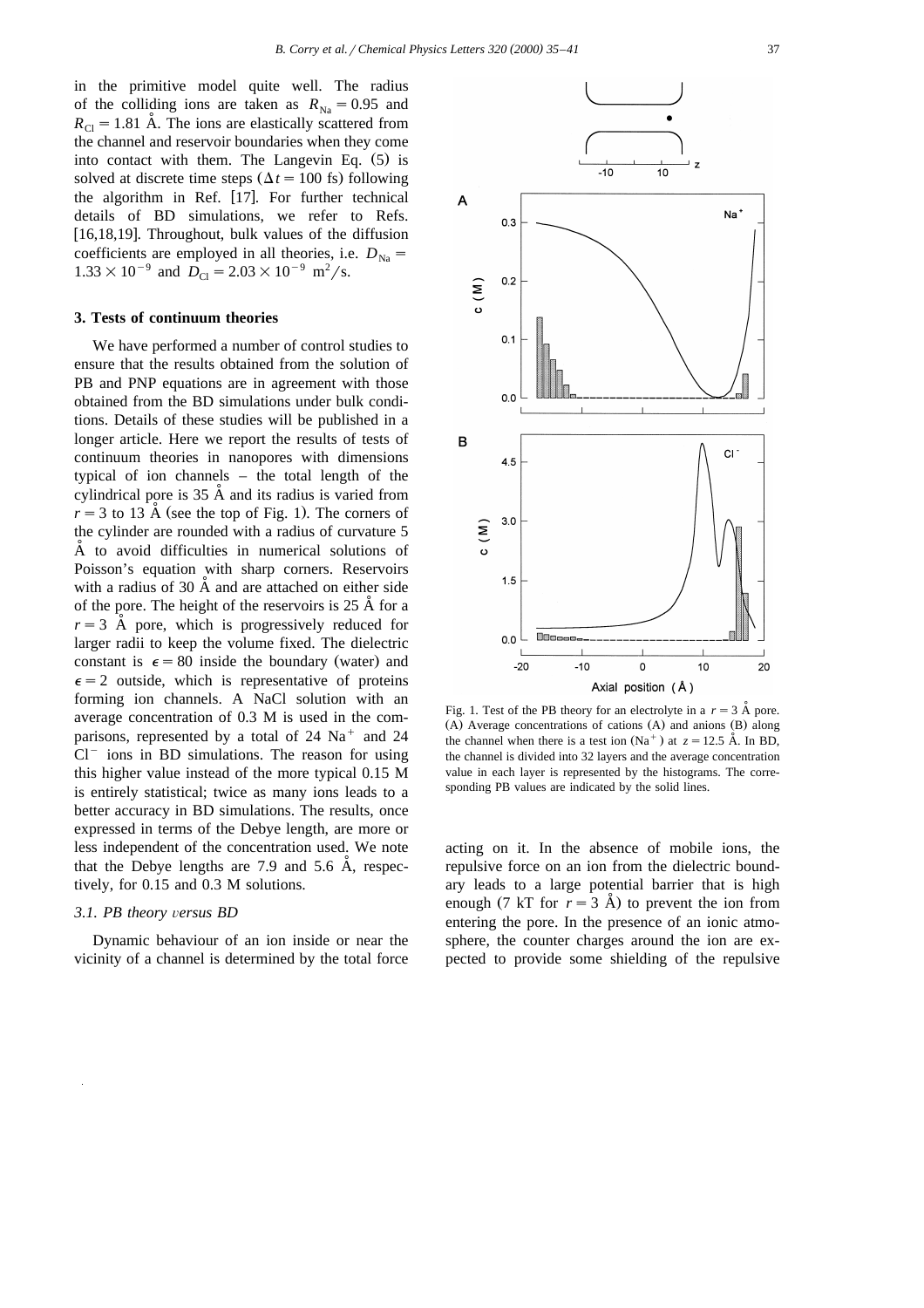in the primitive model quite well. The radius of the colliding ions are taken as $R_{Na} = 0.95$ and $R_{Cl} = 1.81$ Å. The ions are elastically scattered from the channel and reservoir boundaries when they come into contact with them. The Langevin Eq. (5) is solved at discrete time steps ($\Delta t = 100$ fs) following the algorithm in Ref. [17]. For further technical details of BD simulations, we refer to Refs. [16,18,19]. Throughout, bulk values of the diffusion coefficients are employed in all theories, i.e. $D_{Na} = 1.33 \times 10^{-9}$ and $D_{Cl} = 2.03 \times 10^{-9}$ $m^2/s$.

## 3. Tests of continuum theories

We have performed a number of control studies to ensure that the results obtained from the solution of PB and PNP equations are in agreement with those obtained from the BD simulations under bulk conditions. Details of these studies will be published in a longer article. Here we report the results of tests of continuum theories in nanopores with dimensions typical of ion channels – the total length of the cylindrical pore is 35 Å and its radius is varied from $r = 3$ to 13 Å (see the top of Fig. 1). The corners of the cylinder are rounded with a radius of curvature 5 Å to avoid difficulties in numerical solutions of Poisson's equation with sharp corners. Reservoirs with a radius of 30 Å and are attached on either side of the pore. The height of the reservoirs is 25 Å for a $r = 3$ Å pore, which is progressively reduced for larger radii to keep the volume fixed. The dielectric constant is $\epsilon = 80$ inside the boundary (water) and $\epsilon = 2$ outside, which is representative of proteins forming ion channels. A NaCl solution with an average concentration of 0.3 M is used in the comparisons, represented by a total of 24 $Na^+$ and 24 $Cl^-$ ions in BD simulations. The reason for using this higher value instead of the more typical 0.15 M is entirely statistical; twice as many ions leads to a better accuracy in BD simulations. The results, once expressed in terms of the Debye length, are more or less independent of the concentration used. We note that the Debye lengths are 7.9 and 5.6 Å, respectively, for 0.15 and 0.3 M solutions.

### 3.1. PB theory *versus* BD

Dynamic behaviour of an ion inside or near the vicinity of a channel is determined by the total force acting on it. In the absence of mobile ions, the repulsive force on an ion from the dielectric boundary leads to a large potential barrier that is high enough (7 kT for $r = 3$ Å) to prevent the ion from entering the pore. In the presence of an ionic atmosphere, the counter charges around the ion are expected to provide some shielding of the repulsive

Fig. 1. Test of the PB theory for an electrolyte in a $r = 3$ Å pore. (A) Average concentrations of cations (A) and anions (B) along the channel when there is a test ion ($Na^+$) at $z = 12.5$ Å. In BD, the channel is divided into 32 layers and the average concentration value in each layer is represented by the histograms. The corresponding PB values are indicated by the solid lines.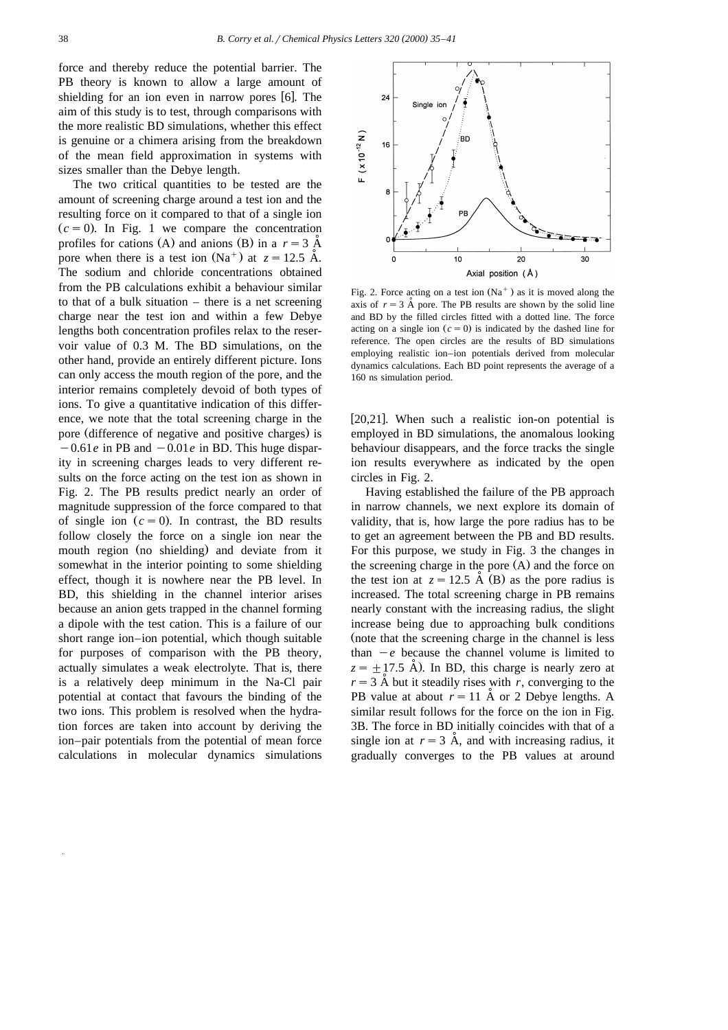force and thereby reduce the potential barrier. The PB theory is known to allow a large amount of shielding for an ion even in narrow pores [6]. The aim of this study is to test, through comparisons with the more realistic BD simulations, whether this effect is genuine or a chimera arising from the breakdown of the mean field approximation in systems with sizes smaller than the Debye length.

The two critical quantities to be tested are the amount of screening charge around a test ion and the resulting force on it compared to that of a single ion ($c = 0$). In Fig. 1 we compare the concentration profiles for cations (A) and anions (B) in a $r = 3$ Å pore when there is a test ion ($Na^+$) at $z = 12.5$ Å. The sodium and chloride concentrations obtained from the PB calculations exhibit a behaviour similar to that of a bulk situation – there is a net screening charge near the test ion and within a few Debye lengths both concentration profiles relax to the reservoir value of 0.3 M. The BD simulations, on the other hand, provide an entirely different picture. Ions can only access the mouth region of the pore, and the interior remains completely devoid of both types of ions. To give a quantitative indication of this difference, we note that the total screening charge in the pore (difference of negative and positive charges) is $-0.61e$ in PB and $-0.01e$ in BD. This huge disparity in screening charges leads to very different results on the force acting on the test ion as shown in Fig. 2. The PB results predict nearly an order of magnitude suppression of the force compared to that of single ion ($c = 0$). In contrast, the BD results follow closely the force on a single ion near the mouth region (no shielding) and deviate from it somewhat in the interior pointing to some shielding effect, though it is nowhere near the PB level. In BD, this shielding in the channel interior arises because an anion gets trapped in the channel forming a dipole with the test cation. This is a failure of our short range ion–ion potential, which though suitable for purposes of comparison with the PB theory, actually simulates a weak electrolyte. That is, there is a relatively deep minimum in the Na-Cl pair potential at contact that favours the binding of the two ions. This problem is resolved when the hydration forces are taken into account by deriving the ion–pair potentials from the potential of mean force calculations in molecular dynamics simulations [20,21]. When such a realistic ion-on potential is employed in BD simulations, the anomalous looking behaviour disappears, and the force tracks the single ion results everywhere as indicated by the open circles in Fig. 2.

Fig. 2. Force acting on a test ion ($Na^+$) as it is moved along the axis of $r = 3$ Å pore. The PB results are shown by the solid line and BD by the filled circles fitted with a dotted line. The force acting on a single ion ($c = 0$) is indicated by the dashed line for reference. The open circles are the results of BD simulations employing realistic ion–ion potentials derived from molecular dynamics calculations. Each BD point represents the average of a 160 ns simulation period.

Having established the failure of the PB approach in narrow channels, we next explore its domain of validity, that is, how large the pore radius has to be to get an agreement between the PB and BD results. For this purpose, we study in Fig. 3 the changes in the screening charge in the pore (A) and the force on the test ion at $z = 12.5$ Å (B) as the pore radius is increased. The total screening charge in PB remains nearly constant with the increasing radius, the slight increase being due to approaching bulk conditions (note that the screening charge in the channel is less than $-e$ because the channel volume is limited to $z = \pm 17.5$ Å). In BD, this charge is nearly zero at $r = 3$ Å but it steadily rises with $r$, converging to the PB value at about $r = 11$ Å or 2 Debye lengths. A similar result follows for the force on the ion in Fig. 3B. The force in BD initially coincides with that of a single ion at $r = 3$ Å, and with increasing radius, it gradually converges to the PB values at around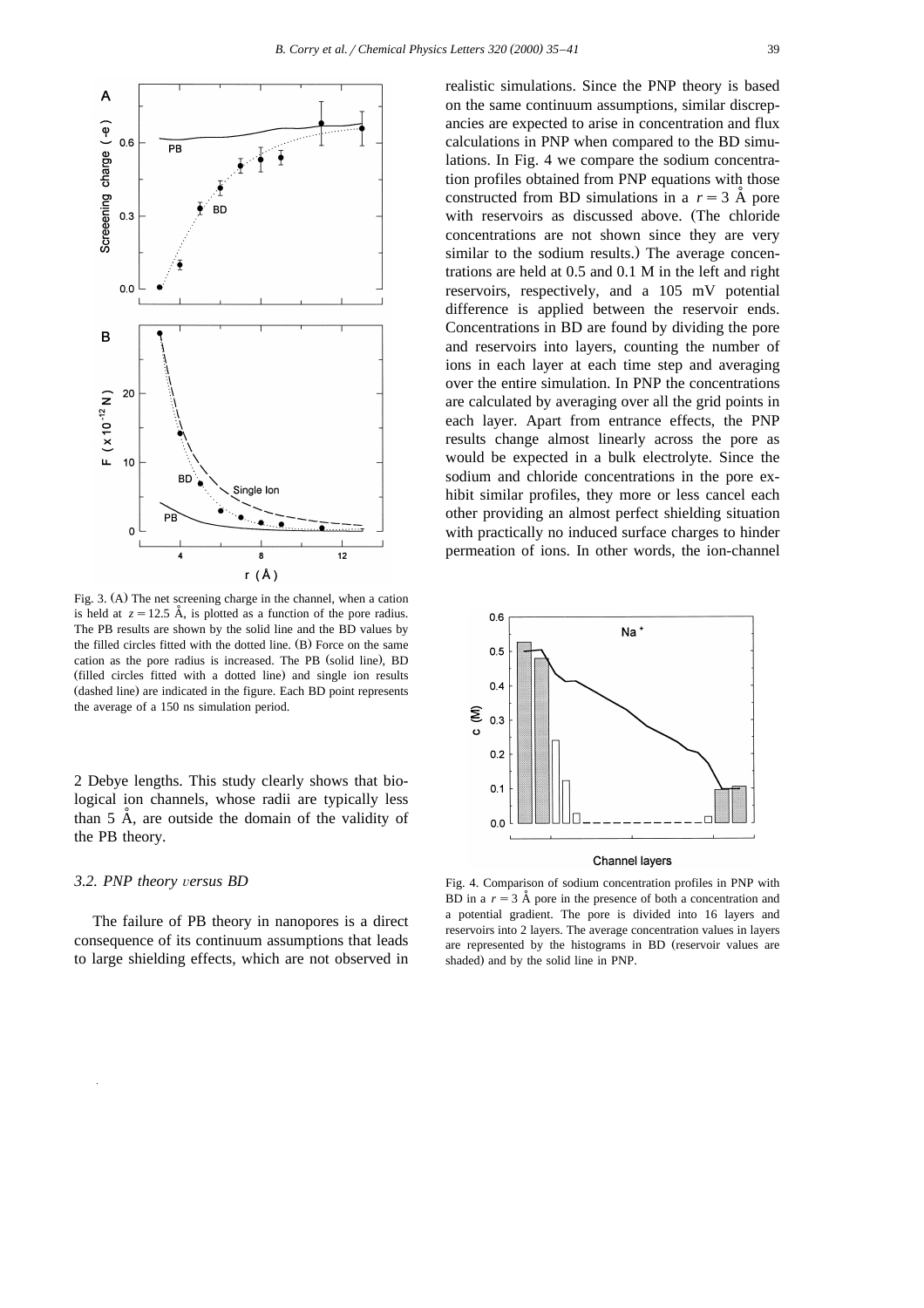Fig. 3. (A) The net screening charge in the channel, when a cation is held at $z = 12.5$ Å, is plotted as a function of the pore radius. The PB results are shown by the solid line and the BD values by the filled circles fitted with the dotted line. (B) Force on the same cation as the pore radius is increased. The PB (solid line), BD (filled circles fitted with a dotted line) and single ion results (dashed line) are indicated in the figure. Each BD point represents the average of a 150 ns simulation period.

2 Debye lengths. This study clearly shows that biological ion channels, whose radii are typically less than 5 Å, are outside the domain of the validity of the PB theory.

### 3.2. PNP theory *versus* BD

The failure of PB theory in nanopores is a direct consequence of its continuum assumptions that leads to large shielding effects, which are not observed in realistic simulations. Since the PNP theory is based on the same continuum assumptions, similar discrepancies are expected to arise in concentration and flux calculations in PNP when compared to the BD simulations. In Fig. 4 we compare the sodium concentration profiles obtained from PNP equations with those constructed from BD simulations in a $r = 3$ Å pore with reservoirs as discussed above. (The chloride concentrations are not shown since they are very similar to the sodium results.) The average concentrations are held at 0.5 and 0.1 M in the left and right reservoirs, respectively, and a 105 mV potential difference is applied between the reservoir ends. Concentrations in BD are found by dividing the pore and reservoirs into layers, counting the number of ions in each layer at each time step and averaging over the entire simulation. In PNP the concentrations are calculated by averaging over all the grid points in each layer. Apart from entrance effects, the PNP results change almost linearly across the pore as would be expected in a bulk electrolyte. Since the sodium and chloride concentrations in the pore exhibit similar profiles, they more or less cancel each other providing an almost perfect shielding situation with practically no induced surface charges to hinder permeation of ions. In other words, the ion-channel

Fig. 4. Comparison of sodium concentration profiles in PNP with BD in a $r = 3$ Å pore in the presence of both a concentration and a potential gradient. The pore is divided into 16 layers and reservoirs into 2 layers. The average concentration values in layers are represented by the histograms in BD (reservoir values are shaded) and by the solid line in PNP.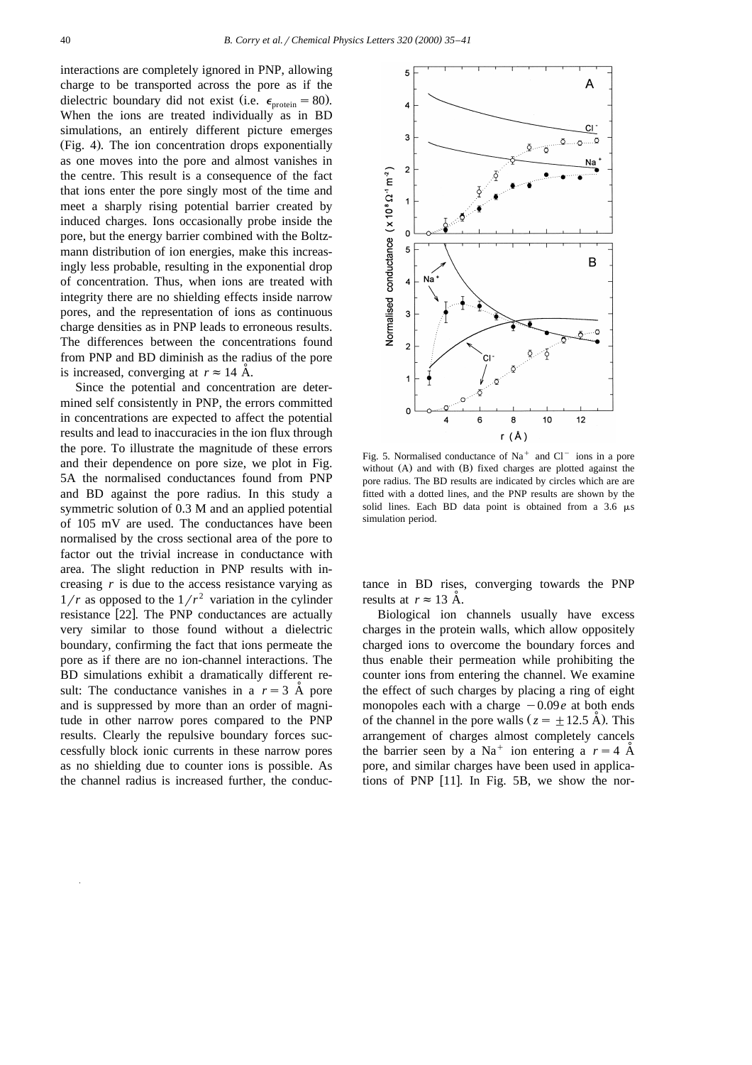interactions are completely ignored in PNP, allowing charge to be transported across the pore as if the dielectric boundary did not exist (i.e. $\epsilon_{protein} = 80$). When the ions are treated individually as in BD simulations, an entirely different picture emerges (Fig. 4). The ion concentration drops exponentially as one moves into the pore and almost vanishes in the centre. This result is a consequence of the fact that ions enter the pore singly most of the time and meet a sharply rising potential barrier created by induced charges. Ions occasionally probe inside the pore, but the energy barrier combined with the Boltzmann distribution of ion energies, make this increasingly less probable, resulting in the exponential drop of concentration. Thus, when ions are treated with integrity there are no shielding effects inside narrow pores, and the representation of ions as continuous charge densities as in PNP leads to erroneous results. The differences between the concentrations found from PNP and BD diminish as the radius of the pore is increased, converging at $r \approx 14$ Å.

Since the potential and concentration are determined self consistently in PNP, the errors committed in concentrations are expected to affect the potential results and lead to inaccuracies in the ion flux through the pore. To illustrate the magnitude of these errors and their dependence on pore size, we plot in Fig. 5A the normalised conductances found from PNP and BD against the pore radius. In this study a symmetric solution of 0.3 M and an applied potential of 105 mV are used. The conductances have been normalised by the cross sectional area of the pore to factor out the trivial increase in conductance with area. The slight reduction in PNP results with increasing $r$ is due to the access resistance varying as $1/r$ as opposed to the $1/r^2$ variation in the cylinder resistance [22]. The PNP conductances are actually very similar to those found without a dielectric boundary, confirming the fact that ions permeate the pore as if there are no ion-channel interactions. The BD simulations exhibit a dramatically different result: The conductance vanishes in a $r = 3$ Å pore and is suppressed by more than an order of magnitude in other narrow pores compared to the PNP results. Clearly the repulsive boundary forces successfully block ionic currents in these narrow pores as no shielding due to counter ions is possible. As the channel radius is increased further, the conductance in BD rises, converging towards the PNP results at $r \approx 13$ Å.

Fig. 5. Normalised conductance of $Na^+$ and $Cl^-$ ions in a pore without (A) and with (B) fixed charges are plotted against the pore radius. The BD results are indicated by circles which are are fitted with a dotted lines, and the PNP results are shown by the solid lines. Each BD data point is obtained from a 3.6 μs simulation period.

Biological ion channels usually have excess charges in the protein walls, which allow oppositely charged ions to overcome the boundary forces and thus enable their permeation while prohibiting the counter ions from entering the channel. We examine the effect of such charges by placing a ring of eight monopoles each with a charge $-0.09e$ at both ends of the channel in the pore walls ($z = \pm 12.5$ Å). This arrangement of charges almost completely cancels the barrier seen by a $Na^+$ ion entering a $r = 4$ Å pore, and similar charges have been used in applications of PNP [11]. In Fig. 5B, we show the nor-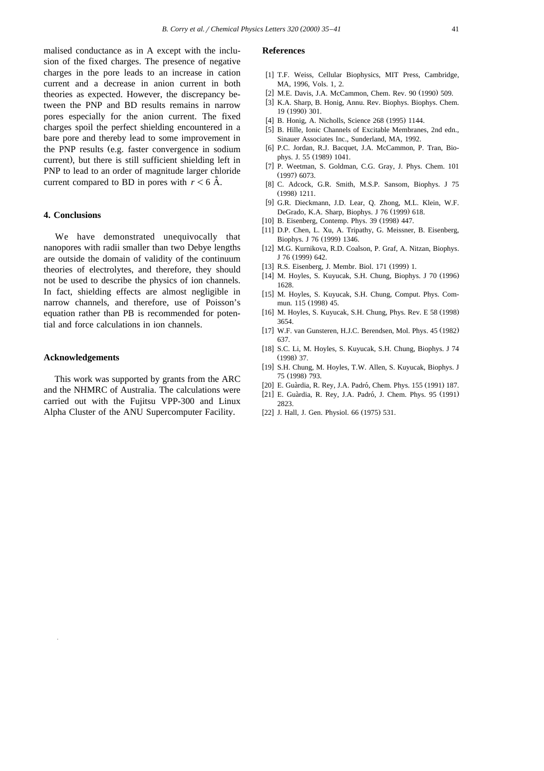malised conductance as in A except with the inclusion of the fixed charges. The presence of negative charges in the pore leads to an increase in cation current and a decrease in anion current in both theories as expected. However, the discrepancy between the PNP and BD results remains in narrow pores especially for the anion current. The fixed charges spoil the perfect shielding encountered in a bare pore and thereby lead to some improvement in the PNP results (e.g. faster convergence in sodium current), but there is still sufficient shielding left in PNP to lead to an order of magnitude larger chloride current compared to BD in pores with $r < 6$ Å.

## 4. Conclusions

We have demonstrated unequivocally that nanopores with radii smaller than two Debye lengths are outside the domain of validity of the continuum theories of electrolytes, and therefore, they should not be used to describe the physics of ion channels. In fact, shielding effects are almost negligible in narrow channels, and therefore, use of Poisson's equation rather than PB is recommended for potential and force calculations in ion channels.

## Acknowledgements

This work was supported by grants from the ARC and the NHMRC of Australia. The calculations were carried out with the Fujitsu VPP-300 and Linux Alpha Cluster of the ANU Supercomputer Facility.

## References

[1] T.F. Weiss, Cellular Biophysics, MIT Press, Cambridge, MA, 1996, Vols. 1, 2.

[2] M.E. Davis, J.A. McCammon, Chem. Rev. 90 (1990) 509.

[3] K.A. Sharp, B. Honig, Annu. Rev. Biophys. Biophys. Chem. 19 (1990) 301.

[4] B. Honig, A. Nicholls, Science 268 (1995) 1144.

[5] B. Hille, Ionic Channels of Excitable Membranes, 2nd edn., Sinauer Associates Inc., Sunderland, MA, 1992.

[6] P.C. Jordan, R.J. Bacquet, J.A. McCammon, P. Tran, Biophys. J. 55 (1989) 1041.

[7] P. Weetman, S. Goldman, C.G. Gray, J. Phys. Chem. 101 (1997) 6073.

[8] C. Adcock, G.R. Smith, M.S.P. Sansom, Biophys. J 75 (1998) 1211.

[9] G.R. Dieckmann, J.D. Lear, Q. Zhong, M.L. Klein, W.F. DeGrado, K.A. Sharp, Biophys. J 76 (1999) 618.

[10] B. Eisenberg, Contemp. Phys. 39 (1998) 447.

[11] D.P. Chen, L. Xu, A. Tripathy, G. Meissner, B. Eisenberg, Biophys. J 76 (1999) 1346.

[12] M.G. Kurnikova, R.D. Coalson, P. Graf, A. Nitzan, Biophys. J 76 (1999) 642.

[13] R.S. Eisenberg, J. Membr. Biol. 171 (1999) 1.

[14] M. Hoyles, S. Kuyucak, S.H. Chung, Biophys. J 70 (1996) 1628.

[15] M. Hoyles, S. Kuyucak, S.H. Chung, Comput. Phys. Commun. 115 (1998) 45.

[16] M. Hoyles, S. Kuyucak, S.H. Chung, Phys. Rev. E 58 (1998) 3654.

[17] W.F. van Gunsteren, H.J.C. Berendsen, Mol. Phys. 45 (1982) 637.

[18] S.C. Li, M. Hoyles, S. Kuyucak, S.H. Chung, Biophys. J 74 (1998) 37.

[19] S.H. Chung, M. Hoyles, T.W. Allen, S. Kuyucak, Biophys. J 75 (1998) 793.

[20] E. Guàrdia, R. Rey, J.A. Padró, Chem. Phys. 155 (1991) 187.

[21] E. Guàrdia, R. Rey, J.A. Padró, J. Chem. Phys. 95 (1991) 2823.

[22] J. Hall, J. Gen. Physiol. 66 (1975) 531.